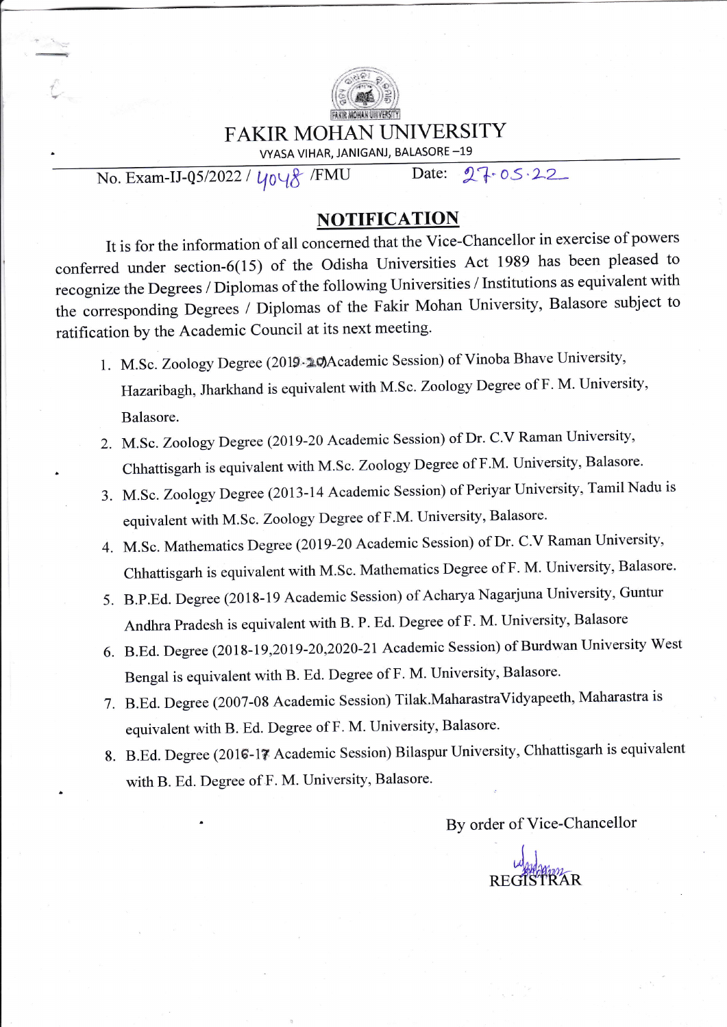# FAKIR MOHAN UNIVERSITY

VYASA VIHAR, JANIGANJ, BALASORE –19

No. Exam-IJ-Q5/2022 / 4048 /FMU Date: 27.05.22

## NOTIFICATION

It is for the information of all concerned that the Vice-Chancellor in exercise of powers conferred under section-6(15) of the Odisha Universities Act 1989 has been pleased to recognize the Degrees / Diplomas of the following Universities / Institutions as equivalent with the corresponding Degrees / Diplomas of the Fakir Mohan University, Balasore subject to ratification by the Academic Council at its next meeting.

1. M.Sc. Zoology Degree (2019-20 Academic Session) of Vinoba Bhave University, Hazaribagh, Jharkhand is equivalent with M.Sc. Zoology Degree of F. M. University, Balasore.
2. M.Sc. Zoology Degree (2019-20 Academic Session) of Dr. C.V Raman University, Chhattisgarh is equivalent with M.Sc. Zoology Degree of F.M. University, Balasore.
3. M.Sc. Zoology Degree (2013-14 Academic Session) of Periyar University, Tamil Nadu is equivalent with M.Sc. Zoology Degree of F.M. University, Balasore.
4. M.Sc. Mathematics Degree (2019-20 Academic Session) of Dr. C.V Raman University, Chhattisgarh is equivalent with M.Sc. Mathematics Degree of F. M. University, Balasore.
5. B.P.Ed. Degree (2018-19 Academic Session) of Acharya Nagarjuna University, Guntur Andhra Pradesh is equivalent with B. P. Ed. Degree of F. M. University, Balasore
6. B.Ed. Degree (2018-19,2019-20,2020-21 Academic Session) of Burdwan University West Bengal is equivalent with B. Ed. Degree of F. M. University, Balasore.
7. B.Ed. Degree (2007-08 Academic Session) Tilak.MaharastraVidyapeeth, Maharastra is equivalent with B. Ed. Degree of F. M. University, Balasore.
8. B.Ed. Degree (2016-17 Academic Session) Bilaspur University, Chhattisgarh is equivalent with B. Ed. Degree of F. M. University, Balasore.

By order of Vice-Chancellor

REGISTRAR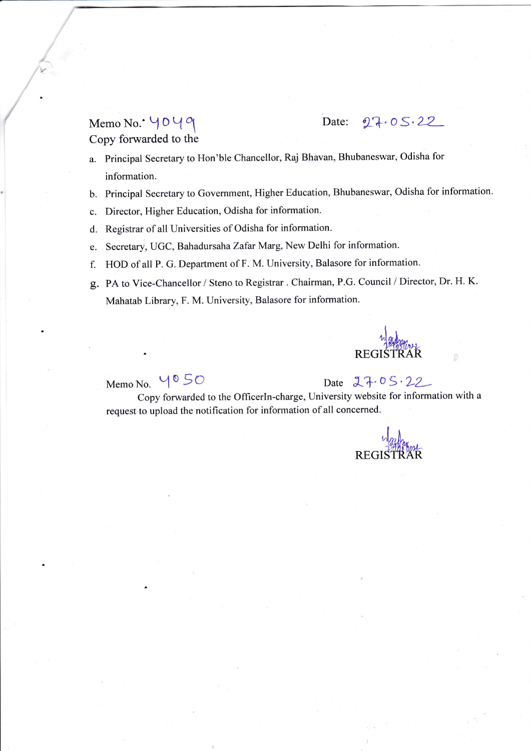Memo No. 4049 Date: 27.05.22

Copy forwarded to the

a. Principal Secretary to Hon'ble Chancellor, Raj Bhavan, Bhubaneswar, Odisha for information.
b. Principal Secretary to Government, Higher Education, Bhubaneswar, Odisha for information.
c. Director, Higher Education, Odisha for information.
d. Registrar of all Universities of Odisha for information.
e. Secretary, UGC, Bahadursaha Zafar Marg, New Delhi for information.
f. HOD of all P. G. Department of F. M. University, Balasore for information.
g. PA to Vice-Chancellor / Steno to Registrar . Chairman, P.G. Council / Director, Dr. H. K. Mahatab Library, F. M. University, Balasore for information.

REGISTRAR

Memo No. 4050 Date 27.05.22

Copy forwarded to the OfficerIn-charge, University website for information with a request to upload the notification for information of all concerned.

REGISTRAR